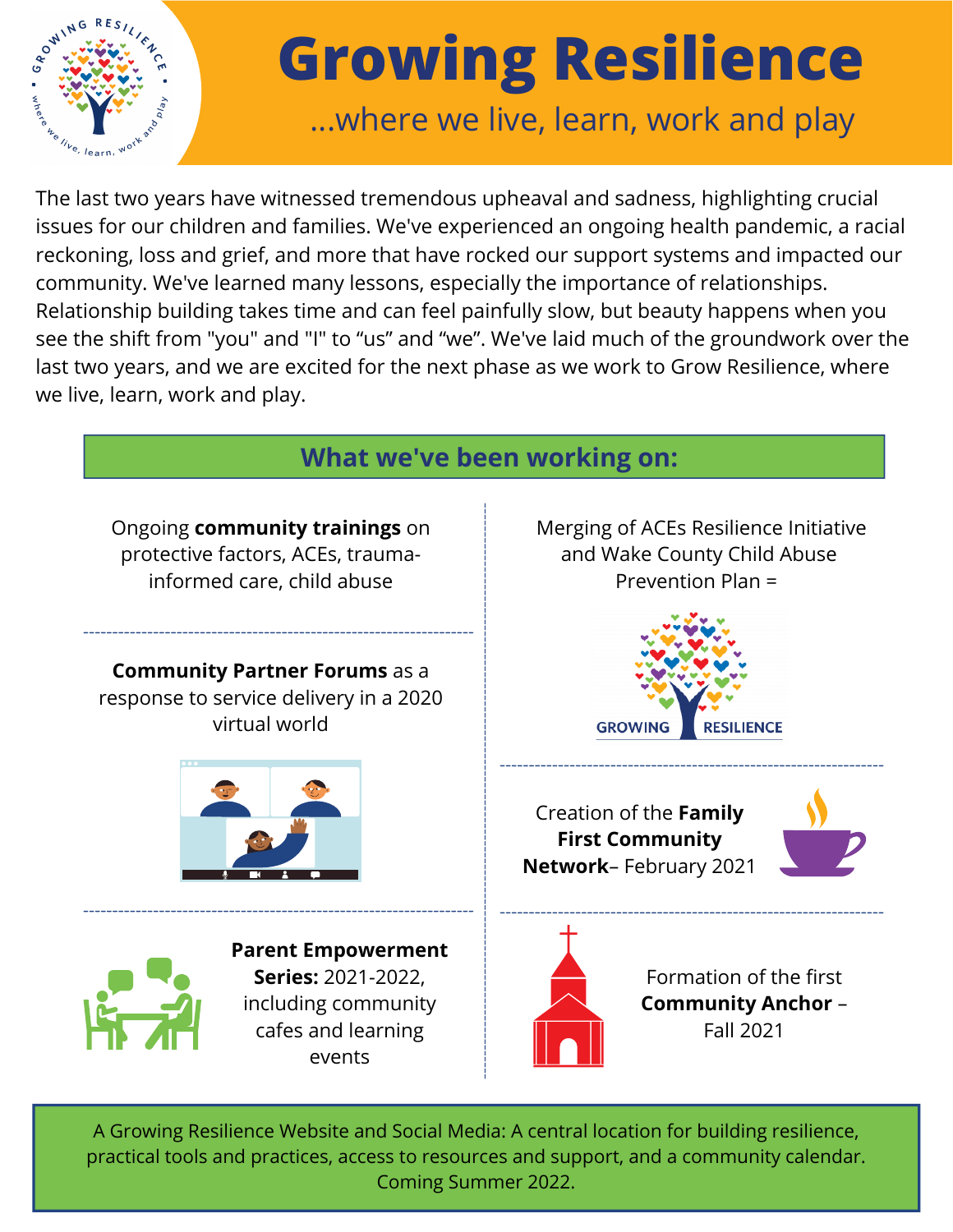# Growing Resilience

## ...where we live, learn, work and play

The last two years have witnessed tremendous upheaval and sadness, highlighting crucial issues for our children and families. We've experienced an ongoing health pandemic, a racial reckoning, loss and grief, and more that have rocked our support systems and impacted our community. We've learned many lessons, especially the importance of relationships. Relationship building takes time and can feel painfully slow, but beauty happens when you see the shift from "you" and "I" to "us" and "we". We've laid much of the groundwork over the last two years, and we are excited for the next phase as we work to Grow Resilience, where we live, learn, work and play.

## What we've been working on:

Ongoing **community trainings** on protective factors, ACEs, trauma-informed care, child abuse

**Community Partner Forums** as a response to service delivery in a 2020 virtual world

**Parent Empowerment Series:** 2021-2022, including community cafes and learning events

Merging of ACEs Resilience Initiative and Wake County Child Abuse Prevention Plan = GROWING RESILIENCE

Creation of the **Family First Community Network**– February 2021

Formation of the first **Community Anchor** – Fall 2021

A Growing Resilience Website and Social Media: A central location for building resilience, practical tools and practices, access to resources and support, and a community calendar. Coming Summer 2022.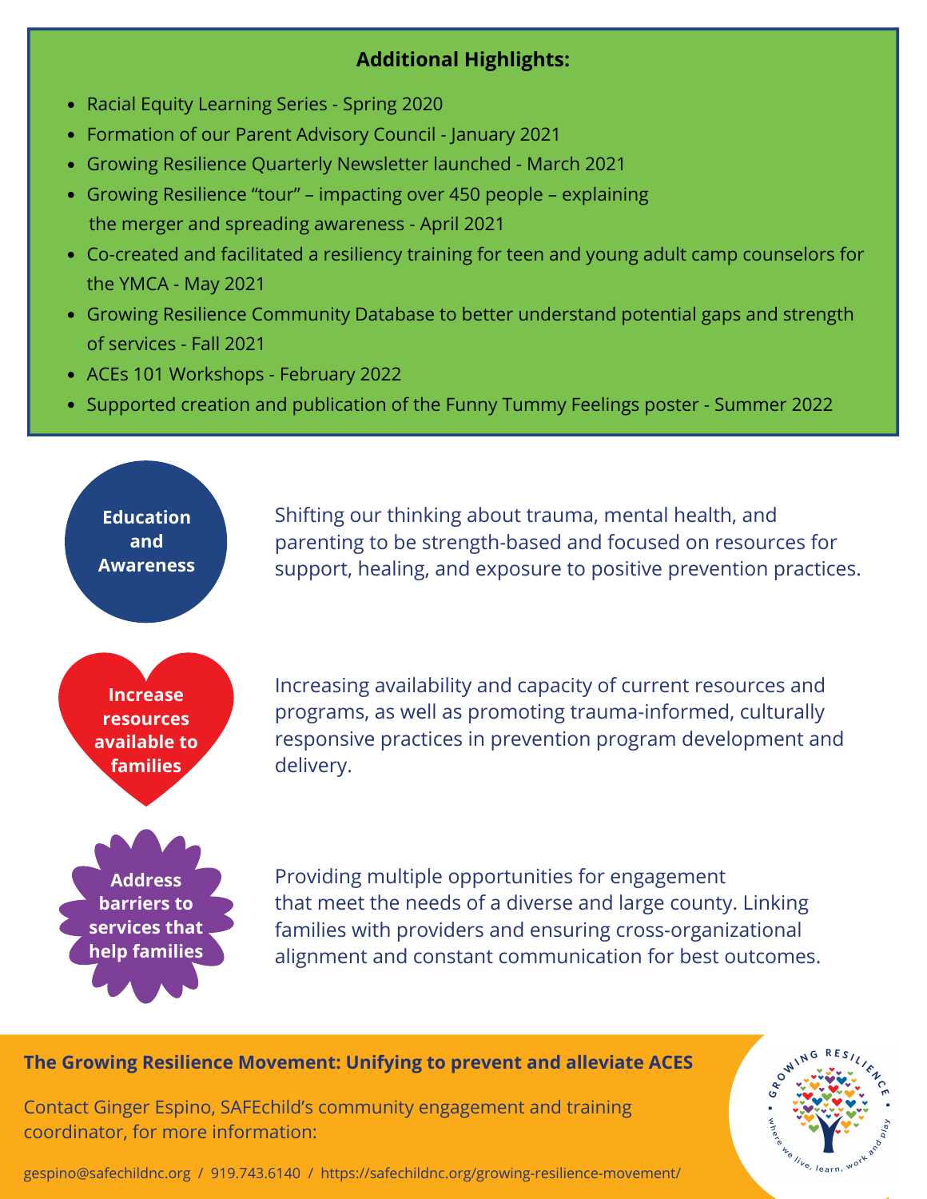## Additional Highlights:

- Racial Equity Learning Series - Spring 2020
- Formation of our Parent Advisory Council - January 2021
- Growing Resilience Quarterly Newsletter launched - March 2021
- Growing Resilience "tour" – impacting over 450 people – explaining the merger and spreading awareness - April 2021
- Co-created and facilitated a resiliency training for teen and young adult camp counselors for the YMCA - May 2021
- Growing Resilience Community Database to better understand potential gaps and strength of services - Fall 2021
- ACEs 101 Workshops - February 2022
- Supported creation and publication of the Funny Tummy Feelings poster - Summer 2022

**Education and Awareness**

Shifting our thinking about trauma, mental health, and parenting to be strength-based and focused on resources for support, healing, and exposure to positive prevention practices.

**Increase resources available to families**

Increasing availability and capacity of current resources and programs, as well as promoting trauma-informed, culturally responsive practices in prevention program development and delivery.

**Address barriers to services that help families**

Providing multiple opportunities for engagement that meet the needs of a diverse and large county. Linking families with providers and ensuring cross-organizational alignment and constant communication for best outcomes.

**The Growing Resilience Movement: Unifying to prevent and alleviate ACES**

Contact Ginger Espino, SAFEchild's community engagement and training coordinator, for more information:

gespino@safechildnc.org / 919.743.6140 / https://safechildnc.org/growing-resilience-movement/

GROWING RESILIENCE • Where we live, learn, work and play